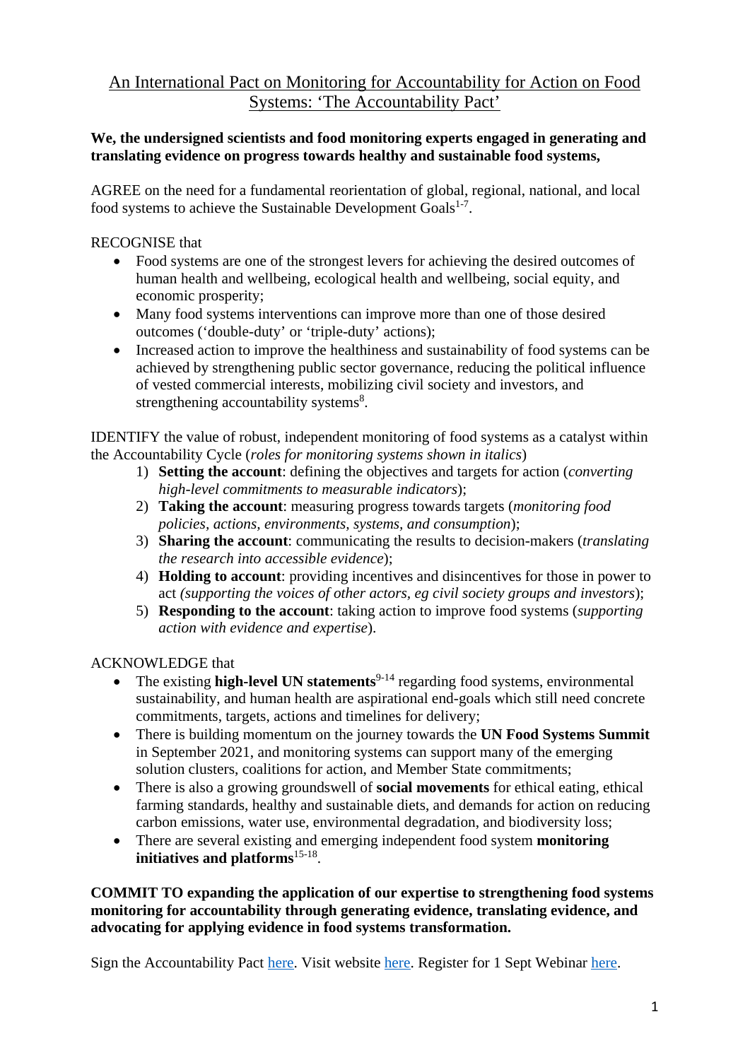# An International Pact on Monitoring for Accountability for Action on Food Systems: 'The Accountability Pact'

**We, the undersigned scientists and food monitoring experts engaged in generating and translating evidence on progress towards healthy and sustainable food systems,**

AGREE on the need for a fundamental reorientation of global, regional, national, and local food systems to achieve the Sustainable Development Goals[1-7].

RECOGNISE that

- Food systems are one of the strongest levers for achieving the desired outcomes of human health and wellbeing, ecological health and wellbeing, social equity, and economic prosperity;
- Many food systems interventions can improve more than one of those desired outcomes ('double-duty' or 'triple-duty' actions);
- Increased action to improve the healthiness and sustainability of food systems can be achieved by strengthening public sector governance, reducing the political influence of vested commercial interests, mobilizing civil society and investors, and strengthening accountability systems[8].

IDENTIFY the value of robust, independent monitoring of food systems as a catalyst within the Accountability Cycle (*roles for monitoring systems shown in italics*)

1) **Setting the account**: defining the objectives and targets for action (*converting high-level commitments to measurable indicators*);
2) **Taking the account**: measuring progress towards targets (*monitoring food policies, actions, environments, systems, and consumption*);
3) **Sharing the account**: communicating the results to decision-makers (*translating the research into accessible evidence*);
4) **Holding to account**: providing incentives and disincentives for those in power to act *(supporting the voices of other actors, eg civil society groups and investors*);
5) **Responding to the account**: taking action to improve food systems (*supporting action with evidence and expertise*).

ACKNOWLEDGE that

- The existing **high-level UN statements**[9-14] regarding food systems, environmental sustainability, and human health are aspirational end-goals which still need concrete commitments, targets, actions and timelines for delivery;
- There is building momentum on the journey towards the **UN Food Systems Summit** in September 2021, and monitoring systems can support many of the emerging solution clusters, coalitions for action, and Member State commitments;
- There is also a growing groundswell of **social movements** for ethical eating, ethical farming standards, healthy and sustainable diets, and demands for action on reducing carbon emissions, water use, environmental degradation, and biodiversity loss;
- There are several existing and emerging independent food system **monitoring initiatives and platforms**[15-18].

**COMMIT TO expanding the application of our expertise to strengthening food systems monitoring for accountability through generating evidence, translating evidence, and advocating for applying evidence in food systems transformation.**

Sign the Accountability Pact here. Visit website here. Register for 1 Sept Webinar here.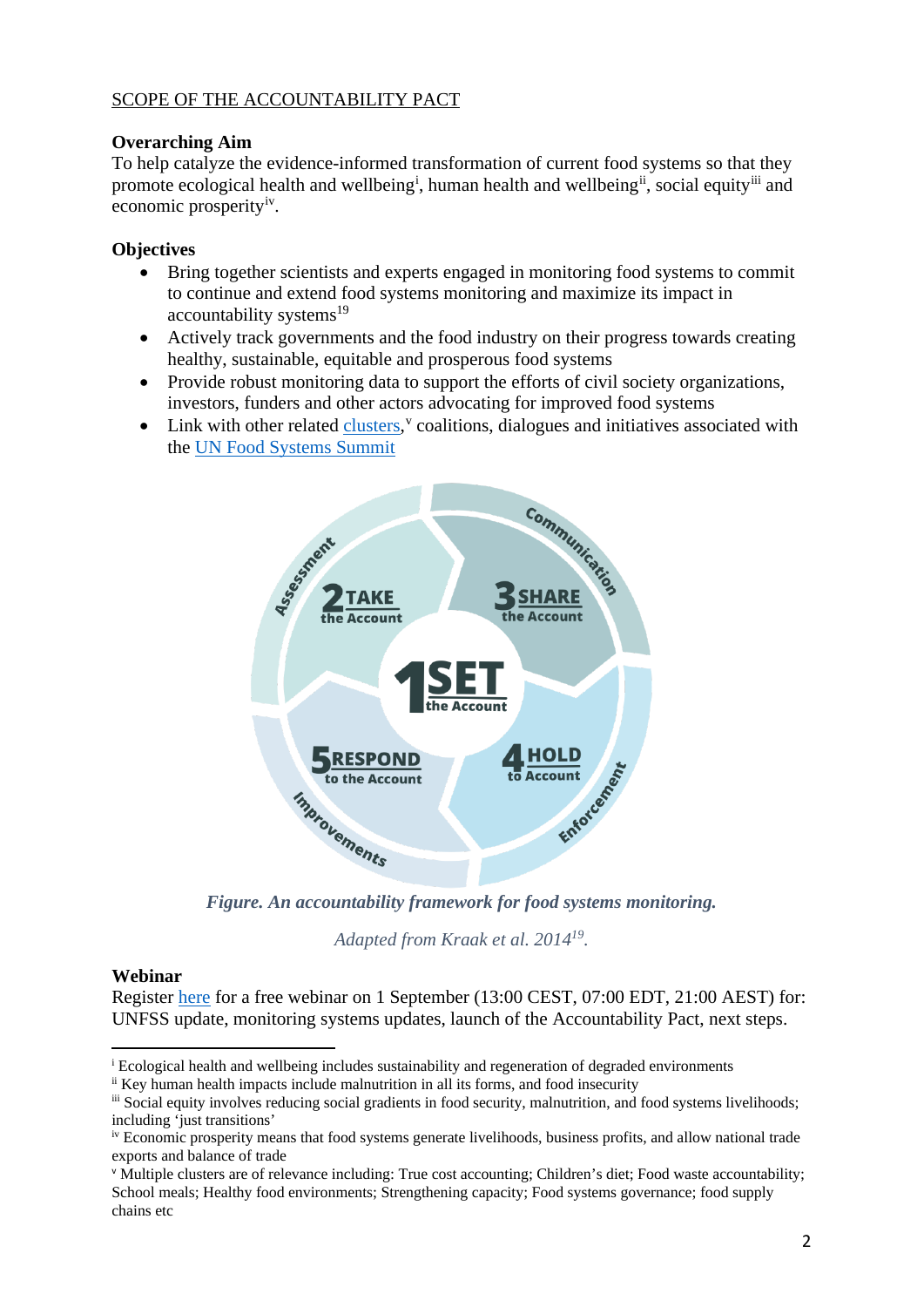SCOPE OF THE ACCOUNTABILITY PACT

**Overarching Aim**

To help catalyze the evidence-informed transformation of current food systems so that they promote ecological health and wellbeing[i], human health and wellbeing[ii], social equity[iii] and economic prosperity[iv].

**Objectives**

- Bring together scientists and experts engaged in monitoring food systems to commit to continue and extend food systems monitoring and maximize its impact in accountability systems[19]
- Actively track governments and the food industry on their progress towards creating healthy, sustainable, equitable and prosperous food systems
- Provide robust monitoring data to support the efforts of civil society organizations, investors, funders and other actors advocating for improved food systems
- Link with other related clusters,[v] coalitions, dialogues and initiatives associated with the UN Food Systems Summit

*Figure. An accountability framework for food systems monitoring.*

*Adapted from Kraak et al. 2014[19].*

**Webinar**

Register here for a free webinar on 1 September (13:00 CEST, 07:00 EDT, 21:00 AEST) for: UNFSS update, monitoring systems updates, launch of the Accountability Pact, next steps.

---

[i] Ecological health and wellbeing includes sustainability and regeneration of degraded environments

[ii] Key human health impacts include malnutrition in all its forms, and food insecurity

[iii] Social equity involves reducing social gradients in food security, malnutrition, and food systems livelihoods; including 'just transitions'

[iv] Economic prosperity means that food systems generate livelihoods, business profits, and allow national trade exports and balance of trade

[v] Multiple clusters are of relevance including: True cost accounting; Children's diet; Food waste accountability; School meals; Healthy food environments; Strengthening capacity; Food systems governance; food supply chains etc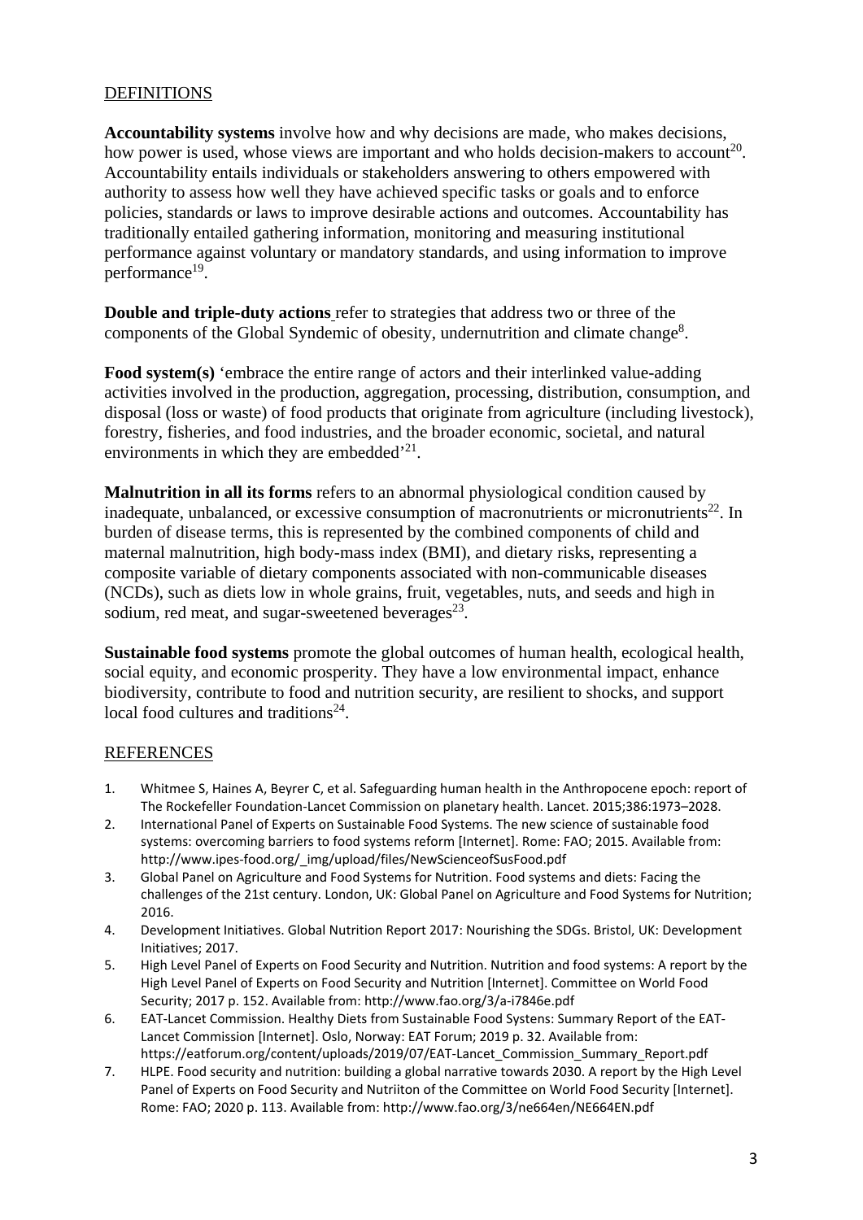## DEFINITIONS

**Accountability systems** involve how and why decisions are made, who makes decisions, how power is used, whose views are important and who holds decision-makers to account[20]. Accountability entails individuals or stakeholders answering to others empowered with authority to assess how well they have achieved specific tasks or goals and to enforce policies, standards or laws to improve desirable actions and outcomes. Accountability has traditionally entailed gathering information, monitoring and measuring institutional performance against voluntary or mandatory standards, and using information to improve performance[19].

**Double and triple-duty actions** refer to strategies that address two or three of the components of the Global Syndemic of obesity, undernutrition and climate change[8].

**Food system(s)** 'embrace the entire range of actors and their interlinked value-adding activities involved in the production, aggregation, processing, distribution, consumption, and disposal (loss or waste) of food products that originate from agriculture (including livestock), forestry, fisheries, and food industries, and the broader economic, societal, and natural environments in which they are embedded'[21].

**Malnutrition in all its forms** refers to an abnormal physiological condition caused by inadequate, unbalanced, or excessive consumption of macronutrients or micronutrients[22]. In burden of disease terms, this is represented by the combined components of child and maternal malnutrition, high body-mass index (BMI), and dietary risks, representing a composite variable of dietary components associated with non-communicable diseases (NCDs), such as diets low in whole grains, fruit, vegetables, nuts, and seeds and high in sodium, red meat, and sugar-sweetened beverages[23].

**Sustainable food systems** promote the global outcomes of human health, ecological health, social equity, and economic prosperity. They have a low environmental impact, enhance biodiversity, contribute to food and nutrition security, are resilient to shocks, and support local food cultures and traditions[24].

## REFERENCES

1. Whitmee S, Haines A, Beyrer C, et al. Safeguarding human health in the Anthropocene epoch: report of The Rockefeller Foundation-Lancet Commission on planetary health. Lancet. 2015;386:1973–2028.
2. International Panel of Experts on Sustainable Food Systems. The new science of sustainable food systems: overcoming barriers to food systems reform [Internet]. Rome: FAO; 2015. Available from: http://www.ipes-food.org/_img/upload/files/NewScienceofSusFood.pdf
3. Global Panel on Agriculture and Food Systems for Nutrition. Food systems and diets: Facing the challenges of the 21st century. London, UK: Global Panel on Agriculture and Food Systems for Nutrition; 2016.
4. Development Initiatives. Global Nutrition Report 2017: Nourishing the SDGs. Bristol, UK: Development Initiatives; 2017.
5. High Level Panel of Experts on Food Security and Nutrition. Nutrition and food systems: A report by the High Level Panel of Experts on Food Security and Nutrition [Internet]. Committee on World Food Security; 2017 p. 152. Available from: http://www.fao.org/3/a-i7846e.pdf
6. EAT-Lancet Commission. Healthy Diets from Sustainable Food Systens: Summary Report of the EAT-Lancet Commission [Internet]. Oslo, Norway: EAT Forum; 2019 p. 32. Available from: https://eatforum.org/content/uploads/2019/07/EAT-Lancet_Commission_Summary_Report.pdf
7. HLPE. Food security and nutrition: building a global narrative towards 2030. A report by the High Level Panel of Experts on Food Security and Nutriiton of the Committee on World Food Security [Internet]. Rome: FAO; 2020 p. 113. Available from: http://www.fao.org/3/ne664en/NE664EN.pdf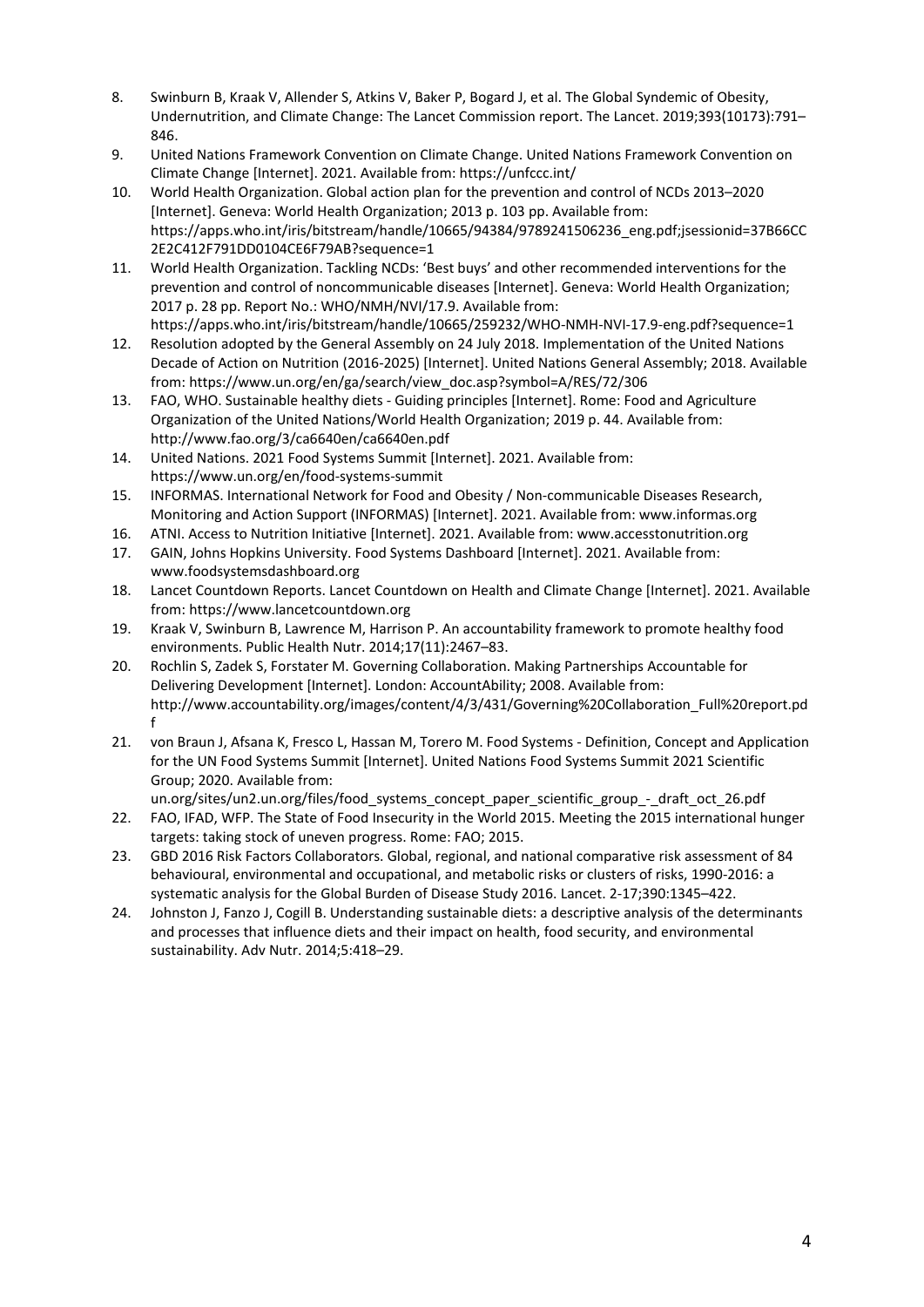8. Swinburn B, Kraak V, Allender S, Atkins V, Baker P, Bogard J, et al. The Global Syndemic of Obesity, Undernutrition, and Climate Change: The Lancet Commission report. The Lancet. 2019;393(10173):791–846.
9. United Nations Framework Convention on Climate Change. United Nations Framework Convention on Climate Change [Internet]. 2021. Available from: https://unfccc.int/
10. World Health Organization. Global action plan for the prevention and control of NCDs 2013–2020 [Internet]. Geneva: World Health Organization; 2013 p. 103 pp. Available from: https://apps.who.int/iris/bitstream/handle/10665/94384/9789241506236_eng.pdf;jsessionid=37B66CC2E2C412F791DD0104CE6F79AB?sequence=1
11. World Health Organization. Tackling NCDs: 'Best buys' and other recommended interventions for the prevention and control of noncommunicable diseases [Internet]. Geneva: World Health Organization; 2017 p. 28 pp. Report No.: WHO/NMH/NVI/17.9. Available from: https://apps.who.int/iris/bitstream/handle/10665/259232/WHO-NMH-NVI-17.9-eng.pdf?sequence=1
12. Resolution adopted by the General Assembly on 24 July 2018. Implementation of the United Nations Decade of Action on Nutrition (2016-2025) [Internet]. United Nations General Assembly; 2018. Available from: https://www.un.org/en/ga/search/view_doc.asp?symbol=A/RES/72/306
13. FAO, WHO. Sustainable healthy diets - Guiding principles [Internet]. Rome: Food and Agriculture Organization of the United Nations/World Health Organization; 2019 p. 44. Available from: http://www.fao.org/3/ca6640en/ca6640en.pdf
14. United Nations. 2021 Food Systems Summit [Internet]. 2021. Available from: https://www.un.org/en/food-systems-summit
15. INFORMAS. International Network for Food and Obesity / Non-communicable Diseases Research, Monitoring and Action Support (INFORMAS) [Internet]. 2021. Available from: www.informas.org
16. ATNI. Access to Nutrition Initiative [Internet]. 2021. Available from: www.accesstonutrition.org
17. GAIN, Johns Hopkins University. Food Systems Dashboard [Internet]. 2021. Available from: www.foodsystemsdashboard.org
18. Lancet Countdown Reports. Lancet Countdown on Health and Climate Change [Internet]. 2021. Available from: https://www.lancetcountdown.org
19. Kraak V, Swinburn B, Lawrence M, Harrison P. An accountability framework to promote healthy food environments. Public Health Nutr. 2014;17(11):2467–83.
20. Rochlin S, Zadek S, Forstater M. Governing Collaboration. Making Partnerships Accountable for Delivering Development [Internet]. London: AccountAbility; 2008. Available from: http://www.accountability.org/images/content/4/3/431/Governing%20Collaboration_Full%20report.pdf
21. von Braun J, Afsana K, Fresco L, Hassan M, Torero M. Food Systems - Definition, Concept and Application for the UN Food Systems Summit [Internet]. United Nations Food Systems Summit 2021 Scientific Group; 2020. Available from: un.org/sites/un2.un.org/files/food_systems_concept_paper_scientific_group_-_draft_oct_26.pdf
22. FAO, IFAD, WFP. The State of Food Insecurity in the World 2015. Meeting the 2015 international hunger targets: taking stock of uneven progress. Rome: FAO; 2015.
23. GBD 2016 Risk Factors Collaborators. Global, regional, and national comparative risk assessment of 84 behavioural, environmental and occupational, and metabolic risks or clusters of risks, 1990-2016: a systematic analysis for the Global Burden of Disease Study 2016. Lancet. 2-17;390:1345–422.
24. Johnston J, Fanzo J, Cogill B. Understanding sustainable diets: a descriptive analysis of the determinants and processes that influence diets and their impact on health, food security, and environmental sustainability. Adv Nutr. 2014;5:418–29.